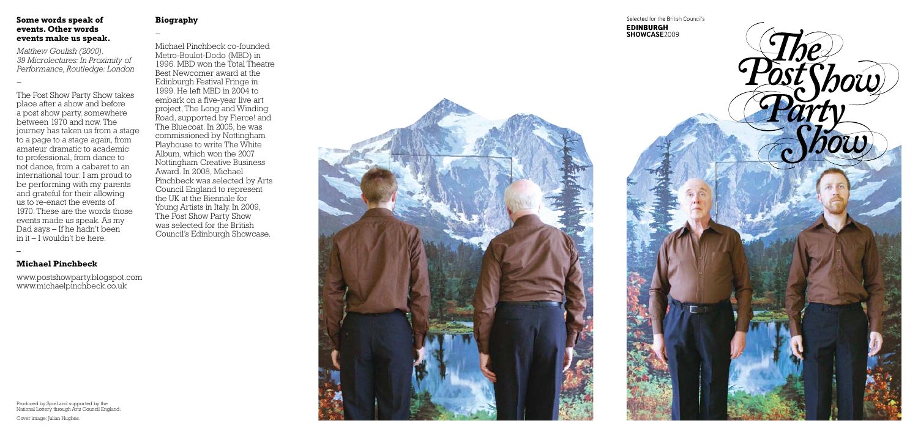**Some words speak of events. Other words events make us speak.**

*Matthew Goulish (2000). 39 Microlectures: In Proximity of Performance, Routledge: London*

–

The Post Show Party Show takes place after a show and before a post show party, somewhere between 1970 and now. The journey has taken us from a stage to a page to a stage again, from amateur dramatic to academic to professional, from dance to not dance, from a cabaret to an international tour. I am proud to be performing with my parents and grateful for their allowing us to re-enact the events of 1970. These are the words those events made us speak. As my Dad says – If he hadn't been in it – I wouldn't be here.

–

**Michael Pinchbeck**

www.postshowparty.blogspot.com
www.michaelpinchbeck.co.uk

**Biography**

–

Michael Pinchbeck co-founded Metro-Boulot-Dodo (MBD) in 1996. MBD won the Total Theatre Best Newcomer award at the Edinburgh Festival Fringe in 1999. He left MBD in 2004 to embark on a five-year live art project, The Long and Winding Road, supported by Fierce! and The Bluecoat. In 2005, he was commissioned by Nottingham Playhouse to write The White Album, which won the 2007 Nottingham Creative Business Award. In 2008, Michael Pinchbeck was selected by Arts Council England to represent the UK at the Biennale for Young Artists in Italy. In 2009, The Post Show Party Show was selected for the British Council's Edinburgh Showcase.

Produced by Spiel and supported by the National Lottery through Arts Council England.

Cover image: Julian Hughes.

Selected for the British Council's
**EDINBURGH SHOWCASE**2009

# The Post Show Party Show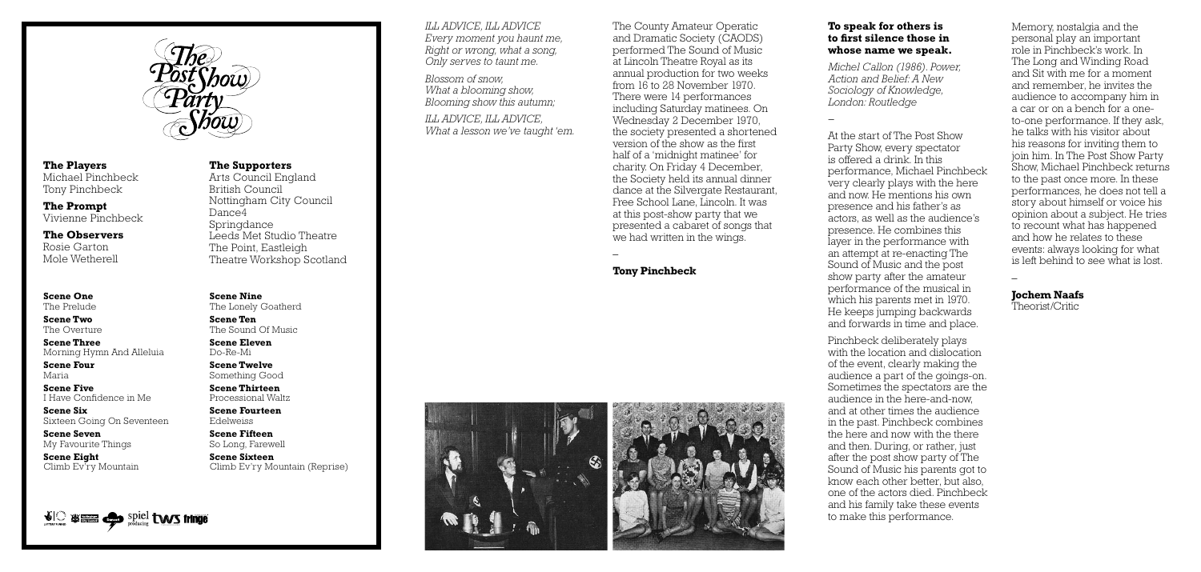# The Post Show Party Show

**The Players**
Michael Pinchbeck
Tony Pinchbeck

**The Prompt**
Vivienne Pinchbeck

**The Observers**
Rosie Garton
Mole Wetherell

**The Supporters**
Arts Council England
British Council
Nottingham City Council
Dance4
Springdance
Leeds Met Studio Theatre
The Point, Eastleigh
Theatre Workshop Scotland

**Scene One**
The Prelude

**Scene Two**
The Overture

**Scene Three**
Morning Hymn And Alleluia

**Scene Four**
Maria

**Scene Five**
I Have Confidence in Me

**Scene Six**
Sixteen Going On Seventeen

**Scene Seven**
My Favourite Things

**Scene Eight**
Climb Ev'ry Mountain

**Scene Nine**
The Lonely Goatherd

**Scene Ten**
The Sound Of Music

**Scene Eleven**
Do-Re-Mi

**Scene Twelve**
Something Good

**Scene Thirteen**
Processional Waltz

**Scene Fourteen**
Edelweiss

**Scene Fifteen**
So Long, Farewell

**Scene Sixteen**
Climb Ev'ry Mountain (Reprise)

spiel producing twS fringe

*ILL ADVICE, ILL ADVICE*
*Every moment you haunt me,*
*Right or wrong, what a song,*
*Only serves to taunt me.*

*Blossom of snow,*
*What a blooming show,*
*Blooming show this autumn;*

*ILL ADVICE, ILL ADVICE,*
*What a lesson we've taught 'em.*

The County Amateur Operatic and Dramatic Society (CAODS) performed The Sound of Music at Lincoln Theatre Royal as its annual production for two weeks from 16 to 28 November 1970. There were 14 performances including Saturday matinees. On Wednesday 2 December 1970, the society presented a shortened version of the show as the first half of a 'midnight matinee' for charity. On Friday 4 December, the Society held its annual dinner dance at the Silvergate Restaurant, Free School Lane, Lincoln. It was at this post-show party that we presented a cabaret of songs that we had written in the wings.

–

**Tony Pinchbeck**

**To speak for others is to first silence those in whose name we speak.**

*Michel Callon (1986). Power, Action and Belief: A New Sociology of Knowledge, London: Routledge*

–

At the start of The Post Show Party Show, every spectator is offered a drink. In this performance, Michael Pinchbeck very clearly plays with the here and now. He mentions his own presence and his father's as actors, as well as the audience's presence. He combines this layer in the performance with an attempt at re-enacting The Sound of Music and the post show party after the amateur performance of the musical in which his parents met in 1970. He keeps jumping backwards and forwards in time and place.

Pinchbeck deliberately plays with the location and dislocation of the event, clearly making the audience a part of the goings-on. Sometimes the spectators are the audience in the here-and-now, and at other times the audience in the past. Pinchbeck combines the here and now with the there and then. During, or rather, just after the post show party of The Sound of Music his parents got to know each other better, but also, one of the actors died. Pinchbeck and his family take these events to make this performance.

Memory, nostalgia and the personal play an important role in Pinchbeck's work. In The Long and Winding Road and Sit with me for a moment and remember, he invites the audience to accompany him in a car or on a bench for a one-to-one performance. If they ask, he talks with his visitor about his reasons for inviting them to join him. In The Post Show Party Show, Michael Pinchbeck returns to the past once more. In these performances, he does not tell a story about himself or voice his opinion about a subject. He tries to recount what has happened and how he relates to these events: always looking for what is left behind to see what is lost.

–

**Jochem Naafs**
Theorist/Critic